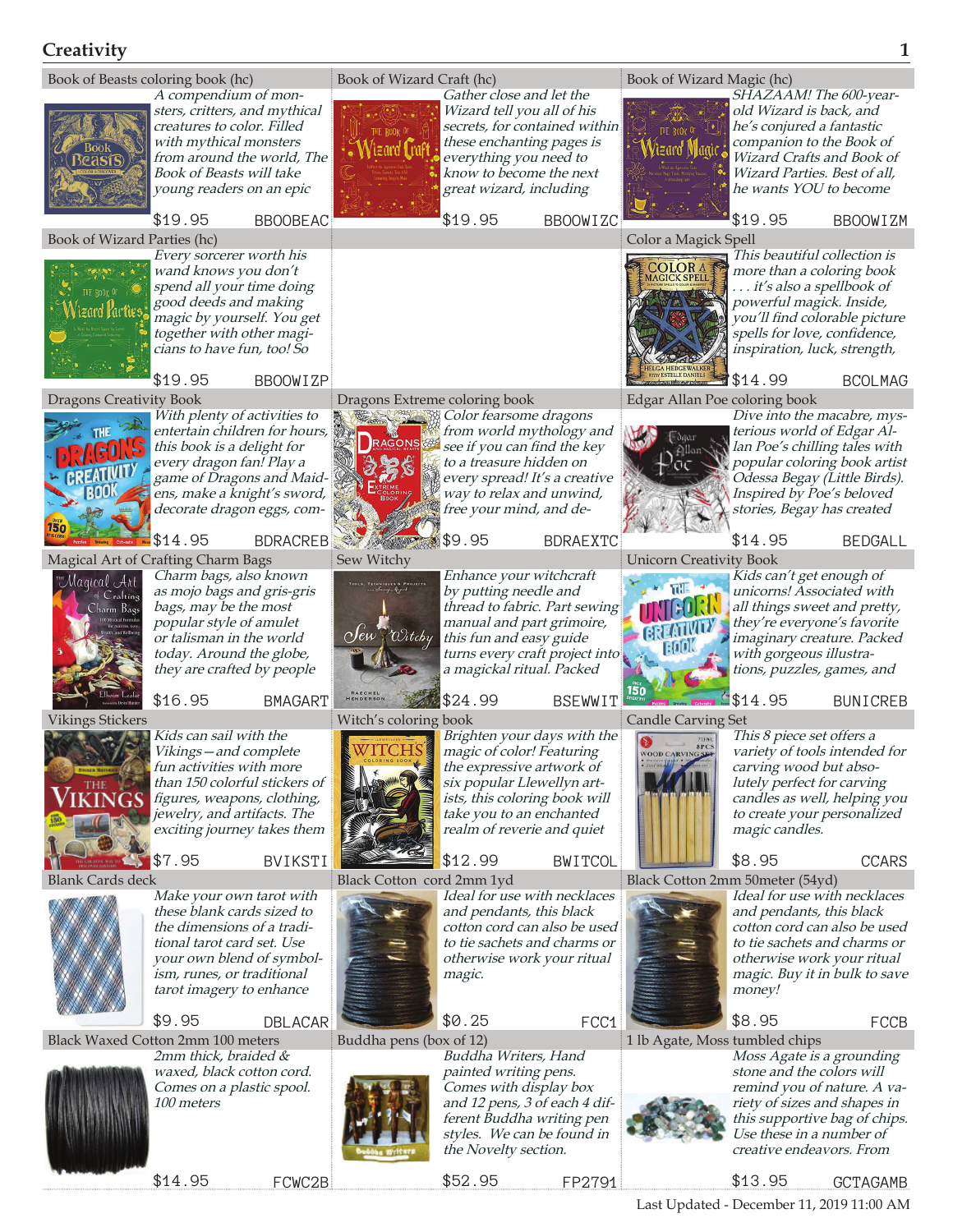# Creativity

### Book of Beasts coloring book (hc)

*A compendium of monsters, critters, and mythical creatures to color. Filled with mythical monsters from around the world, The Book of Beasts will take young readers on an epic*

$19.95 BBOOBEAC

### Book of Wizard Craft (hc)

*Gather close and let the Wizard tell you all of his secrets, for contained within these enchanting pages is everything you need to know to become the next great wizard, including*

$19.95 BBOOWIZC

### Book of Wizard Magic (hc)

*SHAZAAM! The 600-year-old Wizard is back, and he's conjured a fantastic companion to the Book of Wizard Crafts and Book of Wizard Parties. Best of all, he wants YOU to become*

$19.95 BBOOWIZM

### Book of Wizard Parties (hc)

*Every sorcerer worth his wand knows you don't spend all your time doing good deeds and making magic by yourself. You get together with other magicians to have fun, too! So*

$19.95 BBOOWIZP

### Color a Magick Spell

*This beautiful collection is more than a coloring book . . . it's also a spellbook of powerful magick. Inside, you'll find colorable picture spells for love, confidence, inspiration, luck, strength,*

$14.99 BCOLMAG

### Dragons Creativity Book

*With plenty of activities to entertain children for hours, this book is a delight for every dragon fan! Play a game of Dragons and Maidens, make a knight's sword, decorate dragon eggs, com-*

$14.95 BDRACREB

### Dragons Extreme coloring book

*Color fearsome dragons from world mythology and see if you can find the key to a treasure hidden on every spread! It's a creative way to relax and unwind, free your mind, and de-*

$9.95 BDRAEXTC

### Edgar Allan Poe coloring book

*Dive into the macabre, mysterious world of Edgar Allan Poe's chilling tales with popular coloring book artist Odessa Begay (Little Birds). Inspired by Poe's beloved stories, Begay has created*

$14.95 BEDGALL

### Magical Art of Crafting Charm Bags

*Charm bags, also known as mojo bags and gris-gris bags, may be the most popular style of amulet or talisman in the world today. Around the globe, they are crafted by people*

$16.95 BMAGART

### Sew Witchy

*Enhance your witchcraft by putting needle and thread to fabric. Part sewing manual and part grimoire, this fun and easy guide turns every craft project into a magickal ritual. Packed*

$24.99 BSEWWIT

### Unicorn Creativity Book

*Kids can't get enough of unicorns! Associated with all things sweet and pretty, they're everyone's favorite imaginary creature. Packed with gorgeous illustrations, puzzles, games, and*

$14.95 BUNICREB

### Vikings Stickers

*Kids can sail with the Vikings—and complete fun activities with more than 150 colorful stickers of figures, weapons, clothing, jewelry, and artifacts. The exciting journey takes them*

$7.95 BVIKSTI

### Witch's coloring book

*Brighten your days with the magic of color! Featuring the expressive artwork of six popular Llewellyn artists, this coloring book will take you to an enchanted realm of reverie and quiet*

$12.99 BWITCOL

### Candle Carving Set

*This 8 piece set offers a variety of tools intended for carving wood but absolutely perfect for carving candles as well, helping you to create your personalized magic candles.*

$8.95 CCARS

### Blank Cards deck

*Make your own tarot with these blank cards sized to the dimensions of a traditional tarot card set. Use your own blend of symbolism, runes, or traditional tarot imagery to enhance*

$9.95 DBLACAR

### Black Cotton cord 2mm 1yd

*Ideal for use with necklaces and pendants, this black cotton cord can also be used to tie sachets and charms or otherwise work your ritual magic.*

$0.25 FCC1

### Black Cotton 2mm 50meter (54yd)

*Ideal for use with necklaces and pendants, this black cotton cord can also be used to tie sachets and charms or otherwise work your ritual magic. Buy it in bulk to save money!*

$8.95 FCCB

### Black Waxed Cotton 2mm 100 meters

*2mm thick, braided & waxed, black cotton cord. Comes on a plastic spool. 100 meters*

$14.95 FCWC2B

### Buddha pens (box of 12)

*Buddha Writers, Hand painted writing pens. Comes with display box and 12 pens, 3 of each 4 different Buddha writing pen styles. We can be found in the Novelty section.*

$52.95 FP2791

### 1 lb Agate, Moss tumbled chips

*Moss Agate is a grounding stone and the colors will remind you of nature. A variety of sizes and shapes in this supportive bag of chips. Use these in a number of creative endeavors. From*

$13.95 GCTAGAMB

Last Updated - December 11, 2019 11:00 AM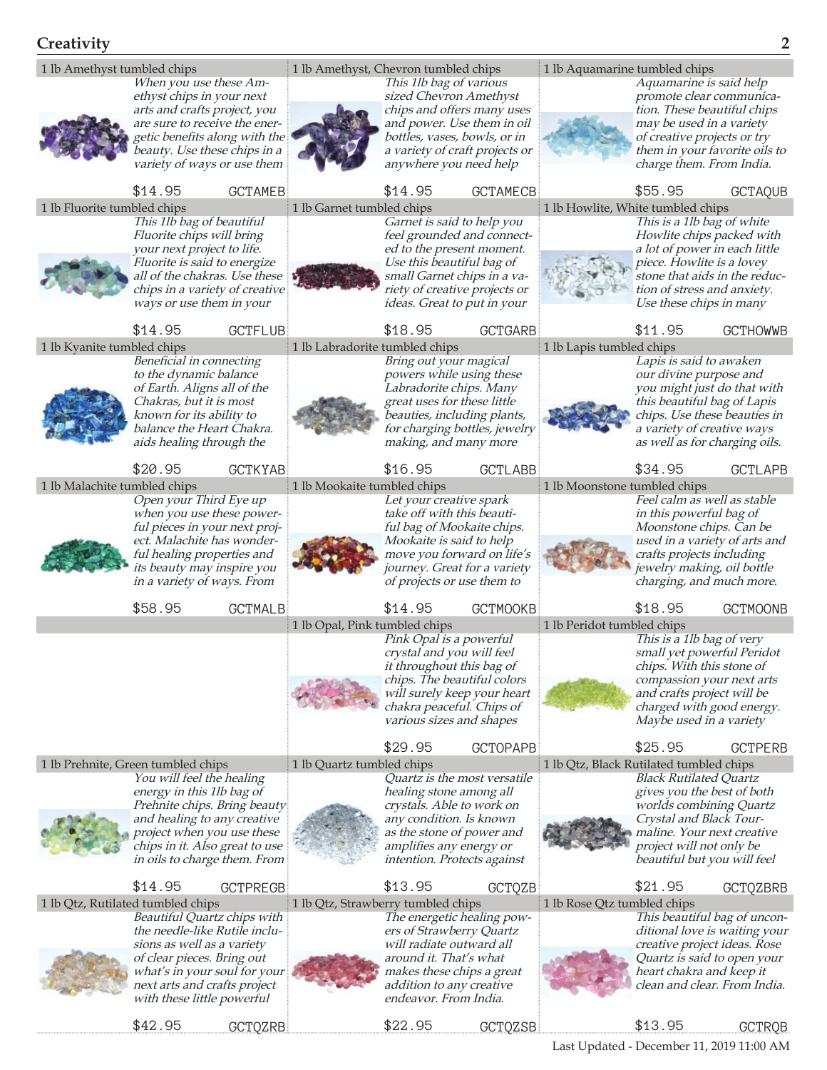## Creativity

### 1 lb Amethyst tumbled chips

*When you use these Amethyst chips in your next arts and crafts project, you are sure to receive the energetic benefits along with the beauty. Use these chips in a variety of ways or use them*

$14.95 GCTAMEB

### 1 lb Amethyst, Chevron tumbled chips

*This 1lb bag of various sized Chevron Amethyst chips and offers many uses and power. Use them in oil bottles, vases, bowls, or in a variety of craft projects or anywhere you need help*

$14.95 GCTAMECB

### 1 lb Aquamarine tumbled chips

*Aquamarine is said help promote clear communication. These beautiful chips may be used in a variety of creative projects or try them in your favorite oils to charge them. From India.*

$55.95 GCTAQUB

### 1 lb Fluorite tumbled chips

*This 1lb bag of beautiful Fluorite chips will bring your next project to life. Fluorite is said to energize all of the chakras. Use these chips in a variety of creative ways or use them in your*

$14.95 GCTFLUB

### 1 lb Garnet tumbled chips

*Garnet is said to help you feel grounded and connected to the present moment. Use this beautiful bag of small Garnet chips in a variety of creative projects or ideas. Great to put in your*

$18.95 GCTGARB

### 1 lb Howlite, White tumbled chips

*This is a 1lb bag of white Howlite chips packed with a lot of power in each little piece. Howlite is a lovey stone that aids in the reduction of stress and anxiety. Use these chips in many*

$11.95 GCTHOWWB

### 1 lb Kyanite tumbled chips

*Beneficial in connecting to the dynamic balance of Earth. Aligns all of the Chakras, but it is most known for its ability to balance the Heart Chakra. aids healing through the*

$20.95 GCTKYAB

### 1 lb Labradorite tumbled chips

*Bring out your magical powers while using these Labradorite chips. Many great uses for these little beauties, including plants, for charging bottles, jewelry making, and many more*

$16.95 GCTLABB

### 1 lb Lapis tumbled chips

*Lapis is said to awaken our divine purpose and you might just do that with this beautiful bag of Lapis chips. Use these beauties in a variety of creative ways as well as for charging oils.*

$34.95 GCTLAPB

### 1 lb Malachite tumbled chips

*Open your Third Eye up when you use these powerful pieces in your next project. Malachite has wonderful healing properties and its beauty may inspire you in a variety of ways. From*

$58.95 GCTMALB

### 1 lb Mookaite tumbled chips

*Let your creative spark take off with this beautiful bag of Mookaite chips. Mookaite is said to help move you forward on life's journey. Great for a variety of projects or use them to*

$14.95 GCTMOOKB

### 1 lb Moonstone tumbled chips

*Feel calm as well as stable in this powerful bag of Moonstone chips. Can be used in a variety of arts and crafts projects including jewelry making, oil bottle charging, and much more.*

$18.95 GCTMOONB

### 1 lb Opal, Pink tumbled chips

*Pink Opal is a powerful crystal and you will feel it throughout this bag of chips. The beautiful colors will surely keep your heart chakra peaceful. Chips of various sizes and shapes*

$29.95 GCTOPAPB

### 1 lb Peridot tumbled chips

*This is a 1lb bag of very small yet powerful Peridot chips. With this stone of compassion your next arts and crafts project will be charged with good energy. Maybe used in a variety*

$25.95 GCTPERB

### 1 lb Prehnite, Green tumbled chips

*You will feel the healing energy in this 1lb bag of Prehnite chips. Bring beauty and healing to any creative project when you use these chips in it. Also great to use in oils to charge them. From*

$14.95 GCTPREGB

### 1 lb Quartz tumbled chips

*Quartz is the most versatile healing stone among all crystals. Able to work on any condition. Is known as the stone of power and amplifies any energy or intention. Protects against*

$13.95 GCTQZB

### 1 lb Qtz, Black Rutilated tumbled chips

*Black Rutilated Quartz gives you the best of both worlds combining Quartz Crystal and Black Tourmaline. Your next creative project will not only be beautiful but you will feel*

$21.95 GCTQZBRB

### 1 lb Qtz, Rutilated tumbled chips

*Beautiful Quartz chips with the needle-like Rutile inclusions as well as a variety of clear pieces. Bring out what's in your soul for your next arts and crafts project with these little powerful*

$42.95 GCTQZRB

### 1 lb Qtz, Strawberry tumbled chips

*The energetic healing powers of Strawberry Quartz will radiate outward all around it. That's what makes these chips a great addition to any creative endeavor. From India.*

$22.95 GCTQZSB

### 1 lb Rose Qtz tumbled chips

*This beautiful bag of unconditional love is waiting your creative project ideas. Rose Quartz is said to open your heart chakra and keep it clean and clear. From India.*

$13.95 GCTRQB

Last Updated - December 11, 2019 11:00 AM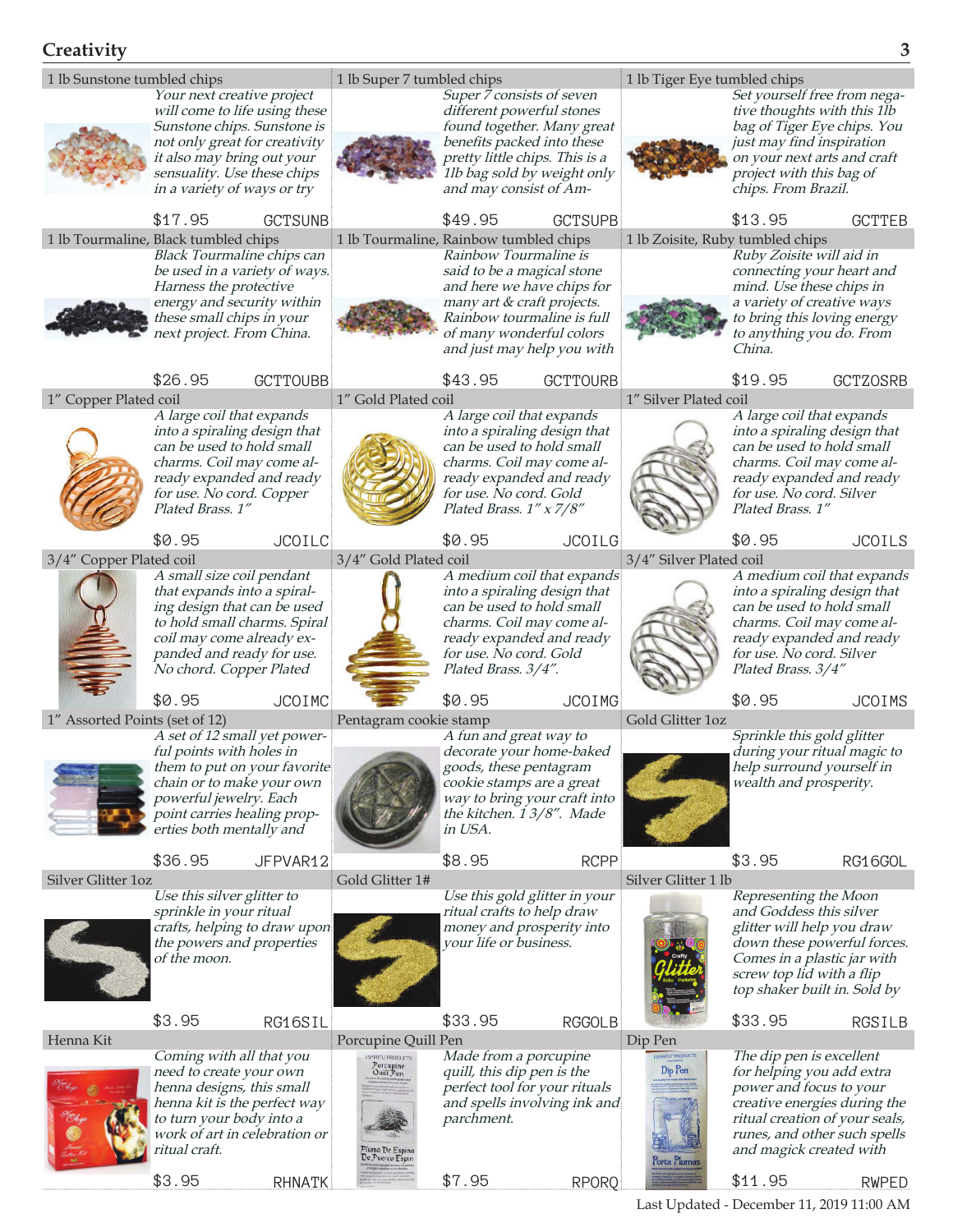## Creativity

### 1 lb Sunstone tumbled chips
*Your next creative project will come to life using these Sunstone chips. Sunstone is not only great for creativity it also may bring out your sensuality. Use these chips in a variety of ways or try*

$17.95 GCTSUNB

### 1 lb Super 7 tumbled chips
*Super 7 consists of seven different powerful stones found together. Many great benefits packed into these pretty little chips. This is a 1lb bag sold by weight only and may consist of Am-*

$49.95 GCTSUPB

### 1 lb Tiger Eye tumbled chips
*Set yourself free from negative thoughts with this 1lb bag of Tiger Eye chips. You just may find inspiration on your next arts and craft project with this bag of chips. From Brazil.*

$13.95 GCTTEB

### 1 lb Tourmaline, Black tumbled chips
*Black Tourmaline chips can be used in a variety of ways. Harness the protective energy and security within these small chips in your next project. From China.*

$26.95 GCTTOUBB

### 1 lb Tourmaline, Rainbow tumbled chips
*Rainbow Tourmaline is said to be a magical stone and here we have chips for many art & craft projects. Rainbow tourmaline is full of many wonderful colors and just may help you with*

$43.95 GCTTOURB

### 1 lb Zoisite, Ruby tumbled chips
*Ruby Zoisite will aid in connecting your heart and mind. Use these chips in a variety of creative ways to bring this loving energy to anything you do. From China.*

$19.95 GCTZOSRB

### 1″ Copper Plated coil
*A large coil that expands into a spiraling design that can be used to hold small charms. Coil may come already expanded and ready for use. No cord. Copper Plated Brass. 1″*

$0.95 JCOILC

### 1″ Gold Plated coil
*A large coil that expands into a spiraling design that can be used to hold small charms. Coil may come already expanded and ready for use. No cord. Gold Plated Brass. 1″ x 7/8″*

$0.95 JCOILG

### 1″ Silver Plated coil
*A large coil that expands into a spiraling design that can be used to hold small charms. Coil may come already expanded and ready for use. No cord. Silver Plated Brass. 1″*

$0.95 JCOILS

### 3/4″ Copper Plated coil
*A small size coil pendant that expands into a spiraling design that can be used to hold small charms. Spiral coil may come already expanded and ready for use. No chord. Copper Plated*

$0.95 JCOIMC

### 3/4″ Gold Plated coil
*A medium coil that expands into a spiraling design that can be used to hold small charms. Coil may come already expanded and ready for use. No cord. Gold Plated Brass. 3/4″.*

$0.95 JCOIMG

### 3/4″ Silver Plated coil
*A medium coil that expands into a spiraling design that can be used to hold small charms. Coil may come already expanded and ready for use. No cord. Silver Plated Brass. 3/4″*

$0.95 JCOIMS

### 1″ Assorted Points (set of 12)
*A set of 12 small yet powerful points with holes in them to put on your favorite chain or to make your own powerful jewelry. Each point carries healing properties both mentally and*

$36.95 JFPVAR12

### Pentagram cookie stamp
*A fun and great way to decorate your home-baked goods, these pentagram cookie stamps are a great way to bring your craft into the kitchen. 1 3/8″. Made in USA.*

$8.95 RCPP

### Gold Glitter 1oz
*Sprinkle this gold glitter during your ritual magic to help surround yourself in wealth and prosperity.*

$3.95 RG16GOL

### Silver Glitter 1oz
*Use this silver glitter to sprinkle in your ritual crafts, helping to draw upon the powers and properties of the moon.*

$3.95 RG16SIL

### Gold Glitter 1#
*Use this gold glitter in your ritual crafts to help draw money and prosperity into your life or business.*

$33.95 RGGOLB

### Silver Glitter 1 lb
*Representing the Moon and Goddess this silver glitter will help you draw down these powerful forces. Comes in a plastic jar with screw top lid with a flip top shaker built in. Sold by*

$33.95 RGSILB

### Henna Kit
*Coming with all that you need to create your own henna designs, this small henna kit is the perfect way to turn your body into a work of art in celebration or ritual craft.*

$3.95 RHNATK

### Porcupine Quill Pen
*Made from a porcupine quill, this dip pen is the perfect tool for your rituals and spells involving ink and parchment.*

$7.95 RPORQ

### Dip Pen
*The dip pen is excellent for helping you add extra power and focus to your creative energies during the ritual creation of your seals, runes, and other such spells and magick created with*

$11.95 RWPED

Last Updated - December 11, 2019 11:00 AM